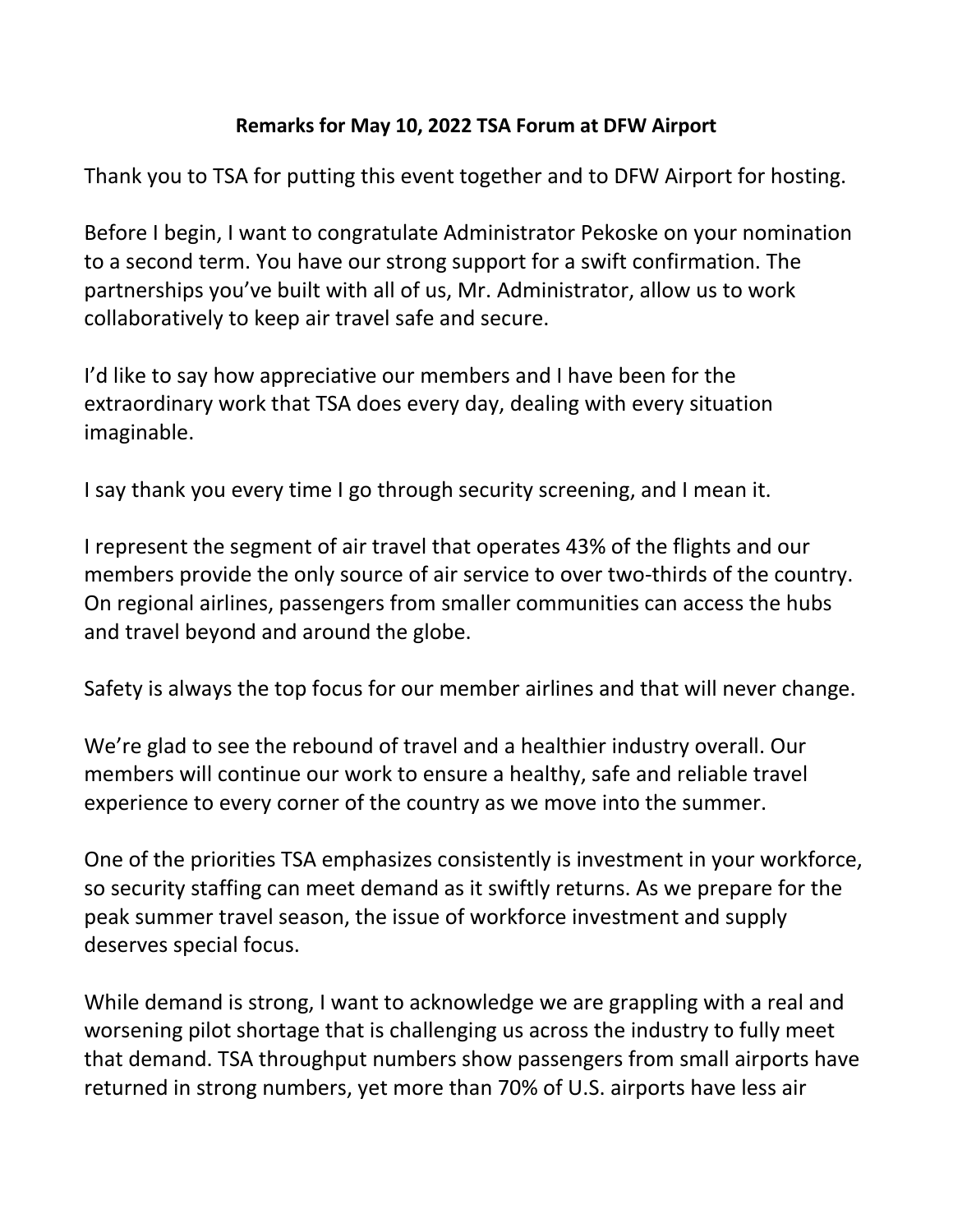**Remarks for May 10, 2022 TSA Forum at DFW Airport**

Thank you to TSA for putting this event together and to DFW Airport for hosting.

Before I begin, I want to congratulate Administrator Pekoske on your nomination to a second term. You have our strong support for a swift confirmation. The partnerships you've built with all of us, Mr. Administrator, allow us to work collaboratively to keep air travel safe and secure.

I'd like to say how appreciative our members and I have been for the extraordinary work that TSA does every day, dealing with every situation imaginable.

I say thank you every time I go through security screening, and I mean it.

I represent the segment of air travel that operates 43% of the flights and our members provide the only source of air service to over two-thirds of the country. On regional airlines, passengers from smaller communities can access the hubs and travel beyond and around the globe.

Safety is always the top focus for our member airlines and that will never change.

We're glad to see the rebound of travel and a healthier industry overall. Our members will continue our work to ensure a healthy, safe and reliable travel experience to every corner of the country as we move into the summer.

One of the priorities TSA emphasizes consistently is investment in your workforce, so security staffing can meet demand as it swiftly returns. As we prepare for the peak summer travel season, the issue of workforce investment and supply deserves special focus.

While demand is strong, I want to acknowledge we are grappling with a real and worsening pilot shortage that is challenging us across the industry to fully meet that demand. TSA throughput numbers show passengers from small airports have returned in strong numbers, yet more than 70% of U.S. airports have less air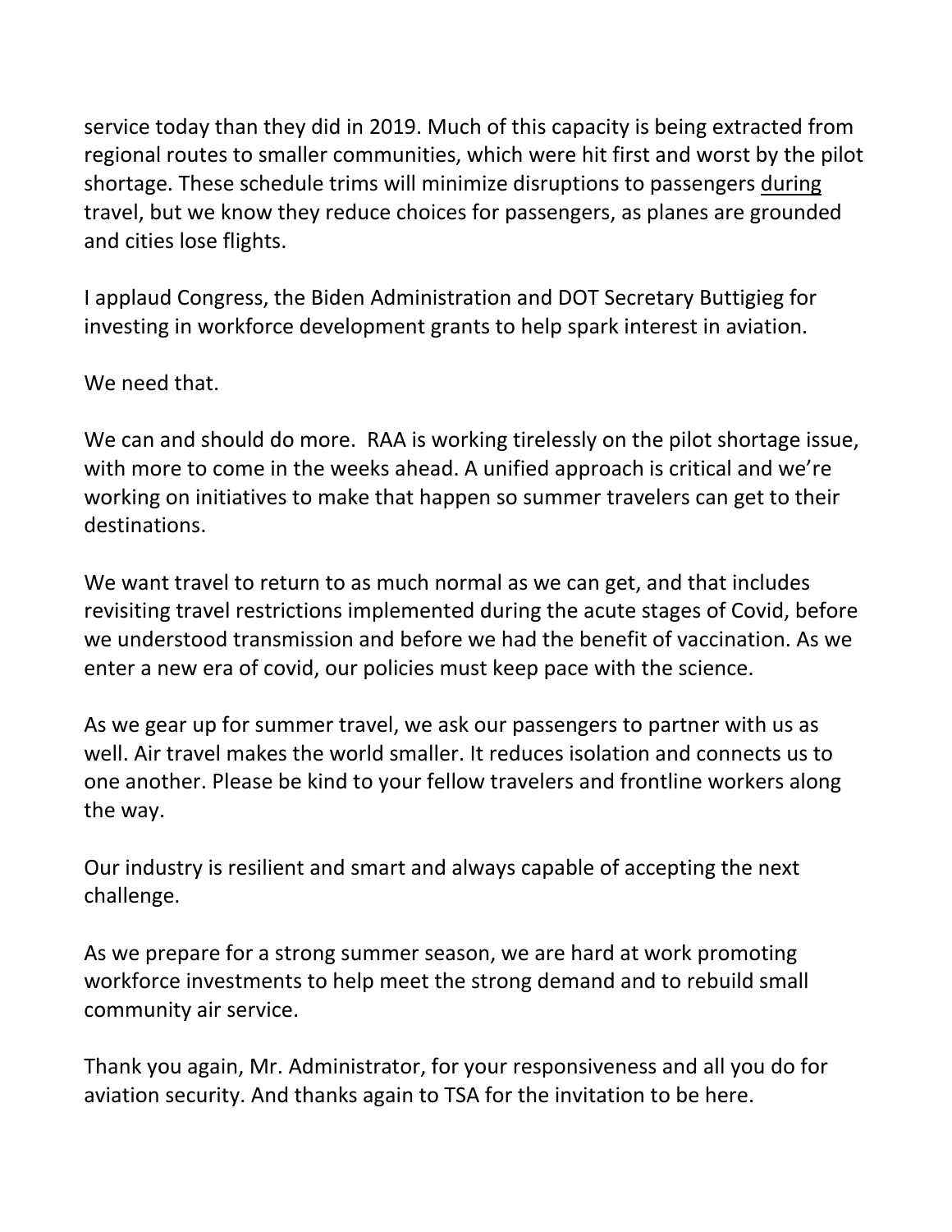service today than they did in 2019. Much of this capacity is being extracted from regional routes to smaller communities, which were hit first and worst by the pilot shortage. These schedule trims will minimize disruptions to passengers <u>during</u> travel, but we know they reduce choices for passengers, as planes are grounded and cities lose flights.

I applaud Congress, the Biden Administration and DOT Secretary Buttigieg for investing in workforce development grants to help spark interest in aviation.

We need that.

We can and should do more. RAA is working tirelessly on the pilot shortage issue, with more to come in the weeks ahead. A unified approach is critical and we're working on initiatives to make that happen so summer travelers can get to their destinations.

We want travel to return to as much normal as we can get, and that includes revisiting travel restrictions implemented during the acute stages of Covid, before we understood transmission and before we had the benefit of vaccination. As we enter a new era of covid, our policies must keep pace with the science.

As we gear up for summer travel, we ask our passengers to partner with us as well. Air travel makes the world smaller. It reduces isolation and connects us to one another. Please be kind to your fellow travelers and frontline workers along the way.

Our industry is resilient and smart and always capable of accepting the next challenge.

As we prepare for a strong summer season, we are hard at work promoting workforce investments to help meet the strong demand and to rebuild small community air service.

Thank you again, Mr. Administrator, for your responsiveness and all you do for aviation security. And thanks again to TSA for the invitation to be here.